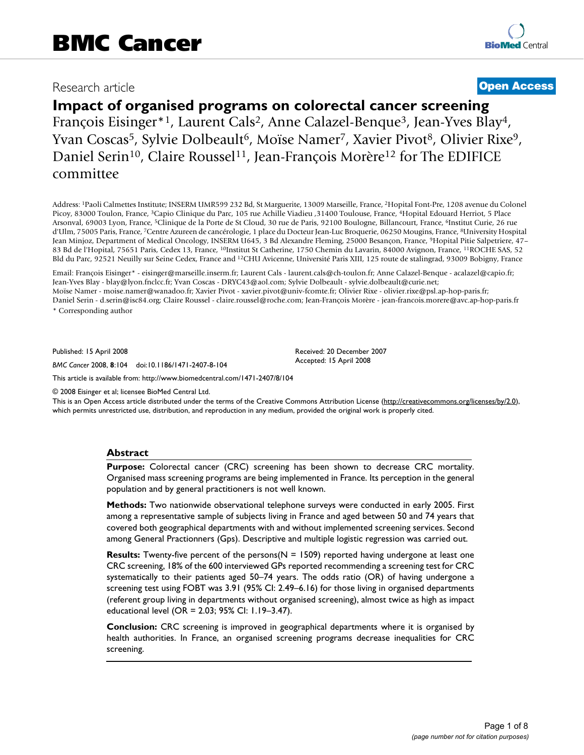# BMC Cancer

Research article

**Open Access**

# Impact of organised programs on colorectal cancer screening

François Eisinger*[1], Laurent Cals[2], Anne Calazel-Benque[3], Jean-Yves Blay[4], Yvan Coscas[5], Sylvie Dolbeault[6], Moïse Namer[7], Xavier Pivot[8], Olivier Rixe[9], Daniel Serin[10], Claire Roussel[11], Jean-François Morère[12] for The EDIFICE committee

Address: [1]Paoli Calmettes Institute; INSERM UMR599 232 Bd, St Marguerite, 13009 Marseille, France, [2]Hopital Font-Pre, 1208 avenue du Colonel Picoy, 83000 Toulon, France, [3]Capio Clinique du Parc, 105 rue Achille Viadieu ,31400 Toulouse, France, [4]Hopital Edouard Herriot, 5 Place Arsonval, 69003 Lyon, France, [5]Clinique de la Porte de St Cloud, 30 rue de Paris, 92100 Boulogne, Billancourt, France, [6]Institut Curie, 26 rue d'Ulm, 75005 Paris, France, [7]Centre Azureen de cancérologie, 1 place du Docteur Jean-Luc Broquerie, 06250 Mougins, France, [8]University Hospital Jean Minjoz, Department of Medical Oncology, INSERM U645, 3 Bd Alexandre Fleming, 25000 Besançon, France, [9]Hopital Pitie Salpetriere, 47–83 Bd de l'Hopital, 75651 Paris, Cedex 13, France, [10]Institut St Catherine, 1750 Chemin du Lavarin, 84000 Avignon, France, [11]ROCHE SAS, 52 Bld du Parc, 92521 Neuilly sur Seine Cedex, France and [12]CHU Avicenne, Université Paris XIII, 125 route de stalingrad, 93009 Bobigny, France

Email: François Eisinger* - eisinger@marseille.inserm.fr; Laurent Cals - laurent.cals@ch-toulon.fr; Anne Calazel-Benque - acalazel@capio.fr; Jean-Yves Blay - blay@lyon.fnclcc.fr; Yvan Coscas - DRYC43@aol.com; Sylvie Dolbeault - sylvie.dolbeault@curie.net; Moïse Namer - moise.namer@wanadoo.fr; Xavier Pivot - xavier.pivot@univ-fcomte.fr; Olivier Rixe - olivier.rixe@psl.ap-hop-paris.fr; Daniel Serin - d.serin@isc84.org; Claire Roussel - claire.roussel@roche.com; Jean-François Morère - jean-francois.morere@avc.ap-hop-paris.fr

\* Corresponding author

Published: 15 April 2008

*BMC Cancer* 2008, **8**:104 doi:10.1186/1471-2407-8-104

Received: 20 December 2007
Accepted: 15 April 2008

This article is available from: http://www.biomedcentral.com/1471-2407/8/104

© 2008 Eisinger et al; licensee BioMed Central Ltd.

This is an Open Access article distributed under the terms of the Creative Commons Attribution License (http://creativecommons.org/licenses/by/2.0), which permits unrestricted use, distribution, and reproduction in any medium, provided the original work is properly cited.

## Abstract

**Purpose:** Colorectal cancer (CRC) screening has been shown to decrease CRC mortality. Organised mass screening programs are being implemented in France. Its perception in the general population and by general practitioners is not well known.

**Methods:** Two nationwide observational telephone surveys were conducted in early 2005. First among a representative sample of subjects living in France and aged between 50 and 74 years that covered both geographical departments with and without implemented screening services. Second among General Practionners (Gps). Descriptive and multiple logistic regression was carried out.

**Results:** Twenty-five percent of the persons(N = 1509) reported having undergone at least one CRC screening, 18% of the 600 interviewed GPs reported recommending a screening test for CRC systematically to their patients aged 50–74 years. The odds ratio (OR) of having undergone a screening test using FOBT was 3.91 (95% CI: 2.49–6.16) for those living in organised departments (referent group living in departments without organised screening), almost twice as high as impact educational level (OR = 2.03; 95% CI: 1.19–3.47).

**Conclusion:** CRC screening is improved in geographical departments where it is organised by health authorities. In France, an organised screening programs decrease inequalities for CRC screening.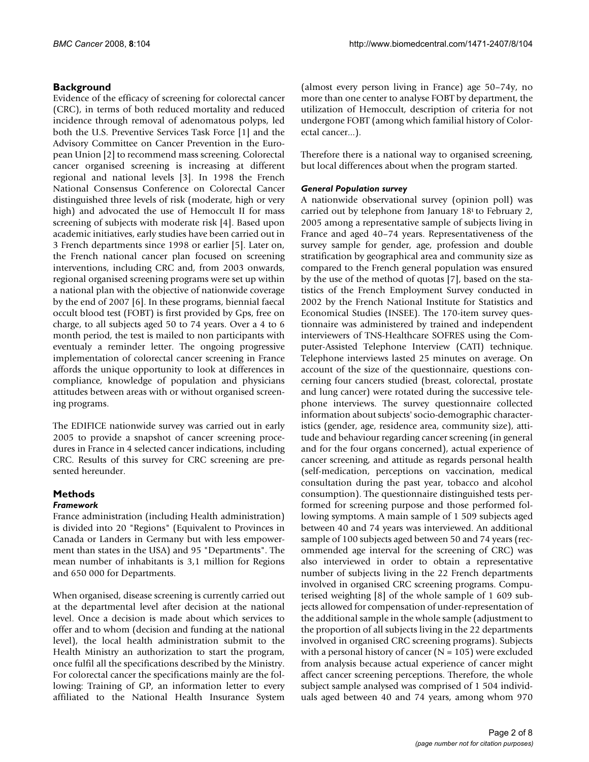## Background

Evidence of the efficacy of screening for colorectal cancer (CRC), in terms of both reduced mortality and reduced incidence through removal of adenomatous polyps, led both the U.S. Preventive Services Task Force [1] and the Advisory Committee on Cancer Prevention in the European Union [2] to recommend mass screening. Colorectal cancer organised screening is increasing at different regional and national levels [3]. In 1998 the French National Consensus Conference on Colorectal Cancer distinguished three levels of risk (moderate, high or very high) and advocated the use of Hemoccult II for mass screening of subjects with moderate risk [4]. Based upon academic initiatives, early studies have been carried out in 3 French departments since 1998 or earlier [5]. Later on, the French national cancer plan focused on screening interventions, including CRC and, from 2003 onwards, regional organised screening programs were set up within a national plan with the objective of nationwide coverage by the end of 2007 [6]. In these programs, biennial faecal occult blood test (FOBT) is first provided by Gps, free on charge, to all subjects aged 50 to 74 years. Over a 4 to 6 month period, the test is mailed to non participants with eventualy a reminder letter. The ongoing progressive implementation of colorectal cancer screening in France affords the unique opportunity to look at differences in compliance, knowledge of population and physicians attitudes between areas with or without organised screening programs.

The EDIFICE nationwide survey was carried out in early 2005 to provide a snapshot of cancer screening procedures in France in 4 selected cancer indications, including CRC. Results of this survey for CRC screening are presented hereunder.

## Methods

### *Framework*

France administration (including Health administration) is divided into 20 "Regions" (Equivalent to Provinces in Canada or Landers in Germany but with less empowerment than states in the USA) and 95 "Departments". The mean number of inhabitants is 3,1 million for Regions and 650 000 for Departments.

When organised, disease screening is currently carried out at the departmental level after decision at the national level. Once a decision is made about which services to offer and to whom (decision and funding at the national level), the local health administration submit to the Health Ministry an authorization to start the program, once fulfil all the specifications described by the Ministry. For colorectal cancer the specifications mainly are the following: Training of GP, an information letter to every affiliated to the National Health Insurance System (almost every person living in France) age 50–74y, no more than one center to analyse FOBT by department, the utilization of Hemoccult, description of criteria for not undergone FOBT (among which familial history of Colorectal cancer...).

Therefore there is a national way to organised screening, but local differences about when the program started.

### *General Population survey*

A nationwide observational survey (opinion poll) was carried out by telephone from January 18t to February 2, 2005 among a representative sample of subjects living in France and aged 40–74 years. Representativeness of the survey sample for gender, age, profession and double stratification by geographical area and community size as compared to the French general population was ensured by the use of the method of quotas [7], based on the statistics of the French Employment Survey conducted in 2002 by the French National Institute for Statistics and Economical Studies (INSEE). The 170-item survey questionnaire was administered by trained and independent interviewers of TNS-Healthcare SOFRES using the Computer-Assisted Telephone Interview (CATI) technique. Telephone interviews lasted 25 minutes on average. On account of the size of the questionnaire, questions concerning four cancers studied (breast, colorectal, prostate and lung cancer) were rotated during the successive telephone interviews. The survey questionnaire collected information about subjects' socio-demographic characteristics (gender, age, residence area, community size), attitude and behaviour regarding cancer screening (in general and for the four organs concerned), actual experience of cancer screening, and attitude as regards personal health (self-medication, perceptions on vaccination, medical consultation during the past year, tobacco and alcohol consumption). The questionnaire distinguished tests performed for screening purpose and those performed following symptoms. A main sample of 1 509 subjects aged between 40 and 74 years was interviewed. An additional sample of 100 subjects aged between 50 and 74 years (recommended age interval for the screening of CRC) was also interviewed in order to obtain a representative number of subjects living in the 22 French departments involved in organised CRC screening programs. Computerised weighting [8] of the whole sample of 1 609 subjects allowed for compensation of under-representation of the additional sample in the whole sample (adjustment to the proportion of all subjects living in the 22 departments involved in organised CRC screening programs). Subjects with a personal history of cancer (N = 105) were excluded from analysis because actual experience of cancer might affect cancer screening perceptions. Therefore, the whole subject sample analysed was comprised of 1 504 individuals aged between 40 and 74 years, among whom 970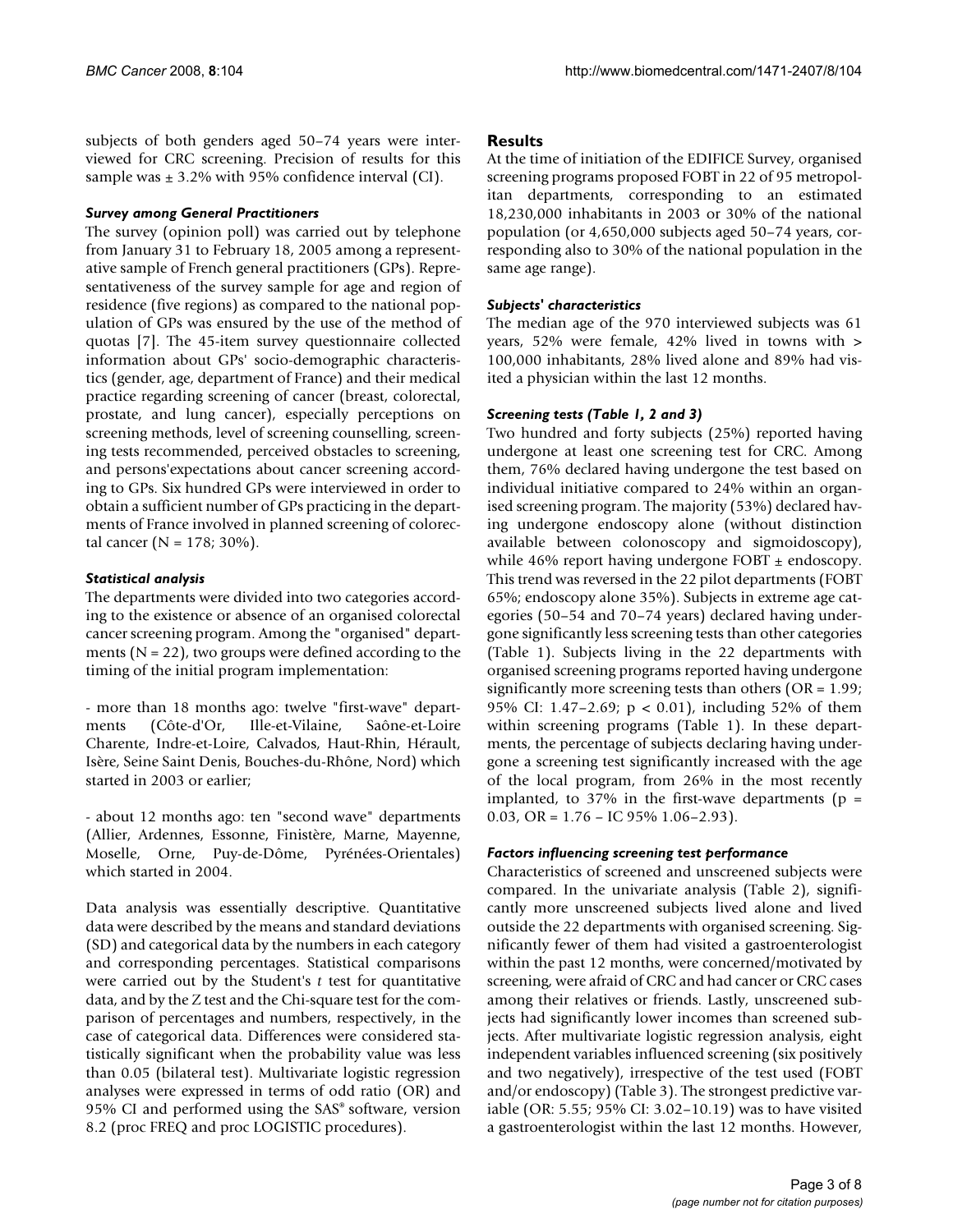subjects of both genders aged 50–74 years were interviewed for CRC screening. Precision of results for this sample was ± 3.2% with 95% confidence interval (CI).

### *Survey among General Practitioners*

The survey (opinion poll) was carried out by telephone from January 31 to February 18, 2005 among a representative sample of French general practitioners (GPs). Representativeness of the survey sample for age and region of residence (five regions) as compared to the national population of GPs was ensured by the use of the method of quotas [7]. The 45-item survey questionnaire collected information about GPs' socio-demographic characteristics (gender, age, department of France) and their medical practice regarding screening of cancer (breast, colorectal, prostate, and lung cancer), especially perceptions on screening methods, level of screening counselling, screening tests recommended, perceived obstacles to screening, and persons'expectations about cancer screening according to GPs. Six hundred GPs were interviewed in order to obtain a sufficient number of GPs practicing in the departments of France involved in planned screening of colorectal cancer (N = 178; 30%).

### *Statistical analysis*

The departments were divided into two categories according to the existence or absence of an organised colorectal cancer screening program. Among the "organised" departments (N = 22), two groups were defined according to the timing of the initial program implementation:

- more than 18 months ago: twelve "first-wave" departments (Côte-d'Or, Ille-et-Vilaine, Saône-et-Loire Charente, Indre-et-Loire, Calvados, Haut-Rhin, Hérault, Isère, Seine Saint Denis, Bouches-du-Rhône, Nord) which started in 2003 or earlier;

- about 12 months ago: ten "second wave" departments (Allier, Ardennes, Essonne, Finistère, Marne, Mayenne, Moselle, Orne, Puy-de-Dôme, Pyrénées-Orientales) which started in 2004.

Data analysis was essentially descriptive. Quantitative data were described by the means and standard deviations (SD) and categorical data by the numbers in each category and corresponding percentages. Statistical comparisons were carried out by the Student's *t* test for quantitative data, and by the Z test and the Chi-square test for the comparison of percentages and numbers, respectively, in the case of categorical data. Differences were considered statistically significant when the probability value was less than 0.05 (bilateral test). Multivariate logistic regression analyses were expressed in terms of odd ratio (OR) and 95% CI and performed using the SAS® software, version 8.2 (proc FREQ and proc LOGISTIC procedures).

## Results

At the time of initiation of the EDIFICE Survey, organised screening programs proposed FOBT in 22 of 95 metropolitan departments, corresponding to an estimated 18,230,000 inhabitants in 2003 or 30% of the national population (or 4,650,000 subjects aged 50–74 years, corresponding also to 30% of the national population in the same age range).

### *Subjects' characteristics*

The median age of the 970 interviewed subjects was 61 years, 52% were female, 42% lived in towns with > 100,000 inhabitants, 28% lived alone and 89% had visited a physician within the last 12 months.

### *Screening tests (Table 1, 2 and 3)*

Two hundred and forty subjects (25%) reported having undergone at least one screening test for CRC. Among them, 76% declared having undergone the test based on individual initiative compared to 24% within an organised screening program. The majority (53%) declared having undergone endoscopy alone (without distinction available between colonoscopy and sigmoidoscopy), while 46% report having undergone FOBT ± endoscopy. This trend was reversed in the 22 pilot departments (FOBT 65%; endoscopy alone 35%). Subjects in extreme age categories (50–54 and 70–74 years) declared having undergone significantly less screening tests than other categories (Table 1). Subjects living in the 22 departments with organised screening programs reported having undergone significantly more screening tests than others (OR = 1.99; 95% CI: 1.47–2.69; $p < 0.01$), including 52% of them within screening programs (Table 1). In these departments, the percentage of subjects declaring having undergone a screening test significantly increased with the age of the local program, from 26% in the most recently implanted, to 37% in the first-wave departments ($p = 0.03$, OR = 1.76 – IC 95% 1.06–2.93).

### *Factors influencing screening test performance*

Characteristics of screened and unscreened subjects were compared. In the univariate analysis (Table 2), significantly more unscreened subjects lived alone and lived outside the 22 departments with organised screening. Significantly fewer of them had visited a gastroenterologist within the past 12 months, were concerned/motivated by screening, were afraid of CRC and had cancer or CRC cases among their relatives or friends. Lastly, unscreened subjects had significantly lower incomes than screened subjects. After multivariate logistic regression analysis, eight independent variables influenced screening (six positively and two negatively), irrespective of the test used (FOBT and/or endoscopy) (Table 3). The strongest predictive variable (OR: 5.55; 95% CI: 3.02–10.19) was to have visited a gastroenterologist within the last 12 months. However,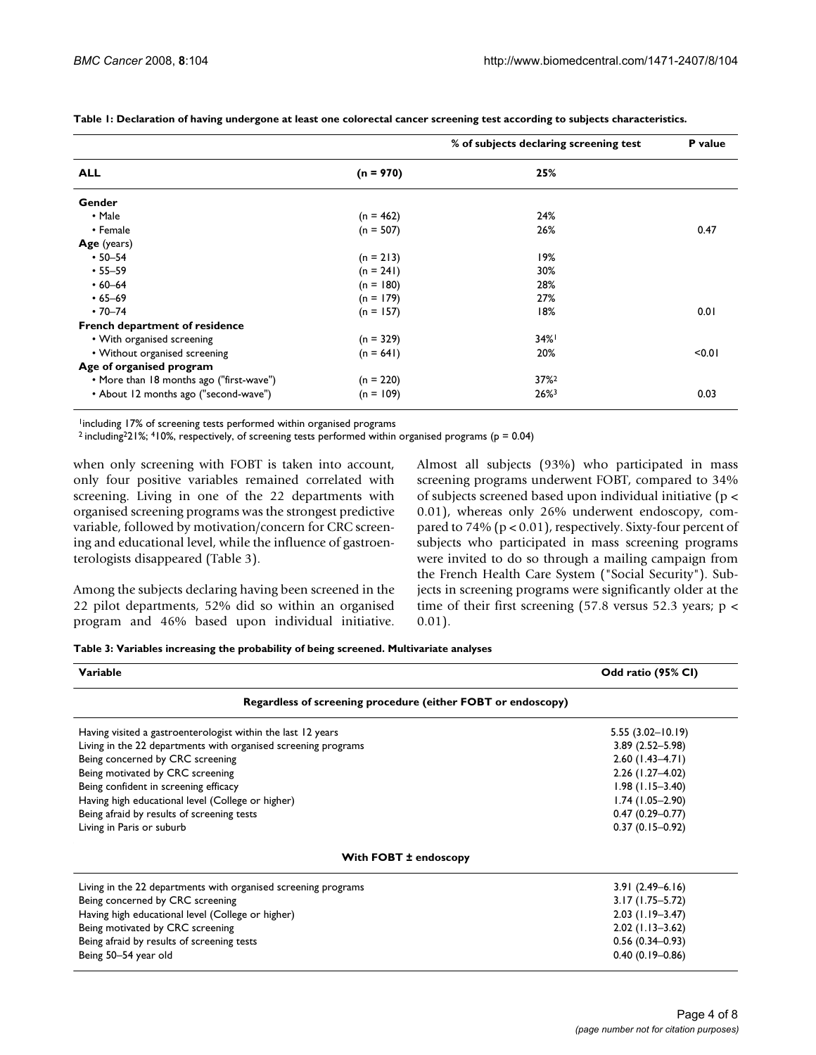**Table 1: Declaration of having undergone at least one colorectal cancer screening test according to subjects characteristics.**

| | | % of subjects declaring screening test | P value |
|---|---|---|---|
| **ALL** | **(n = 970)** | **25%** | |
| **Gender** | | | |
| • Male | (n = 462) | 24% | |
| • Female | (n = 507) | 26% | 0.47 |
| **Age** (years) | | | |
| • 50–54 | (n = 213) | 19% | |
| • 55–59 | (n = 241) | 30% | |
| • 60–64 | (n = 180) | 28% | |
| • 65–69 | (n = 179) | 27% | |
| • 70–74 | (n = 157) | 18% | 0.01 |
| **French department of residence** | | | |
| • With organised screening | (n = 329) | 34%[1] | |
| • Without organised screening | (n = 641) | 20% | <0.01 |
| **Age of organised program** | | | |
| • More than 18 months ago ("first-wave") | (n = 220) | 37%[2] | |
| • About 12 months ago ("second-wave") | (n = 109) | 26%[3] | 0.03 |

[1]including 17% of screening tests performed within organised programs
[2] including[2]21%; [4]10%, respectively, of screening tests performed within organised programs (p = 0.04)

when only screening with FOBT is taken into account, only four positive variables remained correlated with screening. Living in one of the 22 departments with organised screening programs was the strongest predictive variable, followed by motivation/concern for CRC screening and educational level, while the influence of gastroenterologists disappeared (Table 3).

Among the subjects declaring having been screened in the 22 pilot departments, 52% did so within an organised program and 46% based upon individual initiative. Almost all subjects (93%) who participated in mass screening programs underwent FOBT, compared to 34% of subjects screened based upon individual initiative ($p < 0.01$), whereas only 26% underwent endoscopy, compared to 74% ($p < 0.01$), respectively. Sixty-four percent of subjects who participated in mass screening programs were invited to do so through a mailing campaign from the French Health Care System ("Social Security"). Subjects in screening programs were significantly older at the time of their first screening (57.8 versus 52.3 years; $p < 0.01$).

**Table 3: Variables increasing the probability of being screened. Multivariate analyses**

| Variable | Odd ratio (95% CI) |
|---|---|
| **Regardless of screening procedure (either FOBT or endoscopy)** | |
| Having visited a gastroenterologist within the last 12 years | 5.55 (3.02–10.19) |
| Living in the 22 departments with organised screening programs | 3.89 (2.52–5.98) |
| Being concerned by CRC screening | 2.60 (1.43–4.71) |
| Being motivated by CRC screening | 2.26 (1.27–4.02) |
| Being confident in screening efficacy | 1.98 (1.15–3.40) |
| Having high educational level (College or higher) | 1.74 (1.05–2.90) |
| Being afraid by results of screening tests | 0.47 (0.29–0.77) |
| Living in Paris or suburb | 0.37 (0.15–0.92) |
| **With FOBT ± endoscopy** | |
| Living in the 22 departments with organised screening programs | 3.91 (2.49–6.16) |
| Being concerned by CRC screening | 3.17 (1.75–5.72) |
| Having high educational level (College or higher) | 2.03 (1.19–3.47) |
| Being motivated by CRC screening | 2.02 (1.13–3.62) |
| Being afraid by results of screening tests | 0.56 (0.34–0.93) |
| Being 50–54 year old | 0.40 (0.19–0.86) |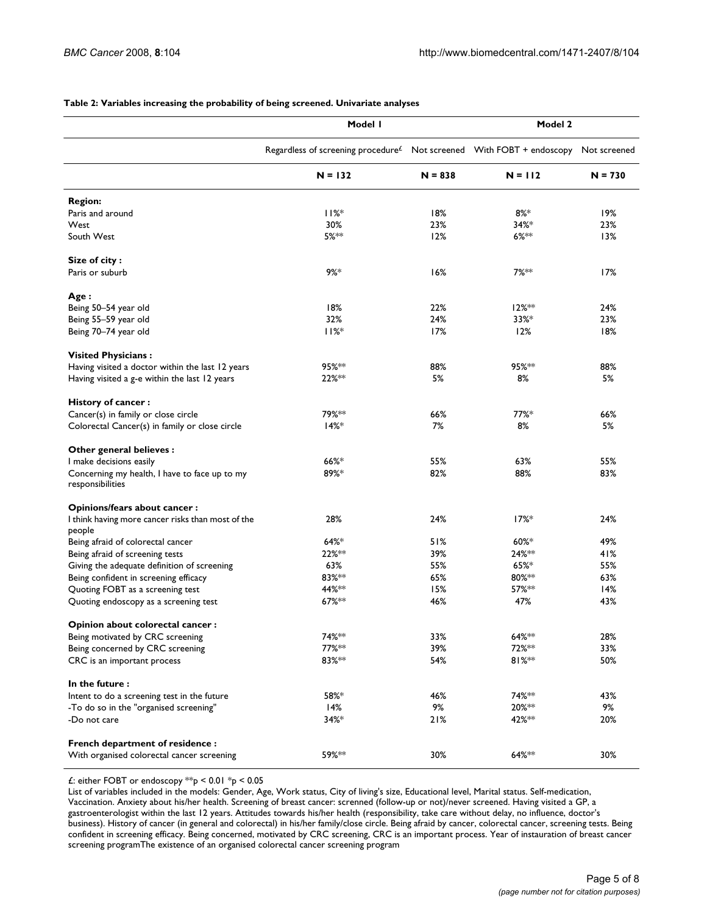**Table 2: Variables increasing the probability of being screened. Univariate analyses**

| | Model 1 | | Model 2 | |
|---|---|---|---|---|
| | Regardless of screening procedure£ | Not screened | With FOBT + endoscopy | Not screened |
| | N = 132 | N = 838 | N = 112 | N = 730 |
| **Region:** | | | | |
| Paris and around | 11%* | 18% | 8%* | 19% |
| West | 30% | 23% | 34%* | 23% |
| South West | 5%** | 12% | 6%** | 13% |
| **Size of city :** | | | | |
| Paris or suburb | 9%* | 16% | 7%** | 17% |
| **Age :** | | | | |
| Being 50–54 year old | 18% | 22% | 12%** | 24% |
| Being 55–59 year old | 32% | 24% | 33%* | 23% |
| Being 70–74 year old | 11%* | 17% | 12% | 18% |
| **Visited Physicians :** | | | | |
| Having visited a doctor within the last 12 years | 95%** | 88% | 95%** | 88% |
| Having visited a g-e within the last 12 years | 22%** | 5% | 8% | 5% |
| **History of cancer :** | | | | |
| Cancer(s) in family or close circle | 79%** | 66% | 77%* | 66% |
| Colorectal Cancer(s) in family or close circle | 14%* | 7% | 8% | 5% |
| **Other general believes :** | | | | |
| I make decisions easily | 66%* | 55% | 63% | 55% |
| Concerning my health, I have to face up to my responsibilities | 89%* | 82% | 88% | 83% |
| **Opinions/fears about cancer :** | | | | |
| I think having more cancer risks than most of the people | 28% | 24% | 17%* | 24% |
| Being afraid of colorectal cancer | 64%* | 51% | 60%* | 49% |
| Being afraid of screening tests | 22%** | 39% | 24%** | 41% |
| Giving the adequate definition of screening | 63% | 55% | 65%* | 55% |
| Being confident in screening efficacy | 83%** | 65% | 80%** | 63% |
| Quoting FOBT as a screening test | 44%** | 15% | 57%** | 14% |
| Quoting endoscopy as a screening test | 67%** | 46% | 47% | 43% |
| **Opinion about colorectal cancer :** | | | | |
| Being motivated by CRC screening | 74%** | 33% | 64%** | 28% |
| Being concerned by CRC screening | 77%** | 39% | 72%** | 33% |
| CRC is an important process | 83%** | 54% | 81%** | 50% |
| **In the future :** | | | | |
| Intent to do a screening test in the future | 58%* | 46% | 74%** | 43% |
| -To do so in the "organised screening" | 14% | 9% | 20%** | 9% |
| -Do not care | 34%* | 21% | 42%** | 20% |
| **French department of residence :** | | | | |
| With organised colorectal cancer screening | 59%** | 30% | 64%** | 30% |

£: either FOBT or endoscopy **$p < 0.01$ *$p < 0.05$

List of variables included in the models: Gender, Age, Work status, City of living's size, Educational level, Marital status. Self-medication, Vaccination. Anxiety about his/her health. Screening of breast cancer: screnned (follow-up or not)/never screened. Having visited a GP, a gastroenterologist within the last 12 years. Attitudes towards his/her health (responsibility, take care without delay, no influence, doctor's business). History of cancer (in general and colorectal) in his/her family/close circle. Being afraid by cancer, colorectal cancer, screening tests. Being confident in screening efficacy. Being concerned, motivated by CRC screening, CRC is an important process. Year of instauration of breast cancer screening programThe existence of an organised colorectal cancer screening program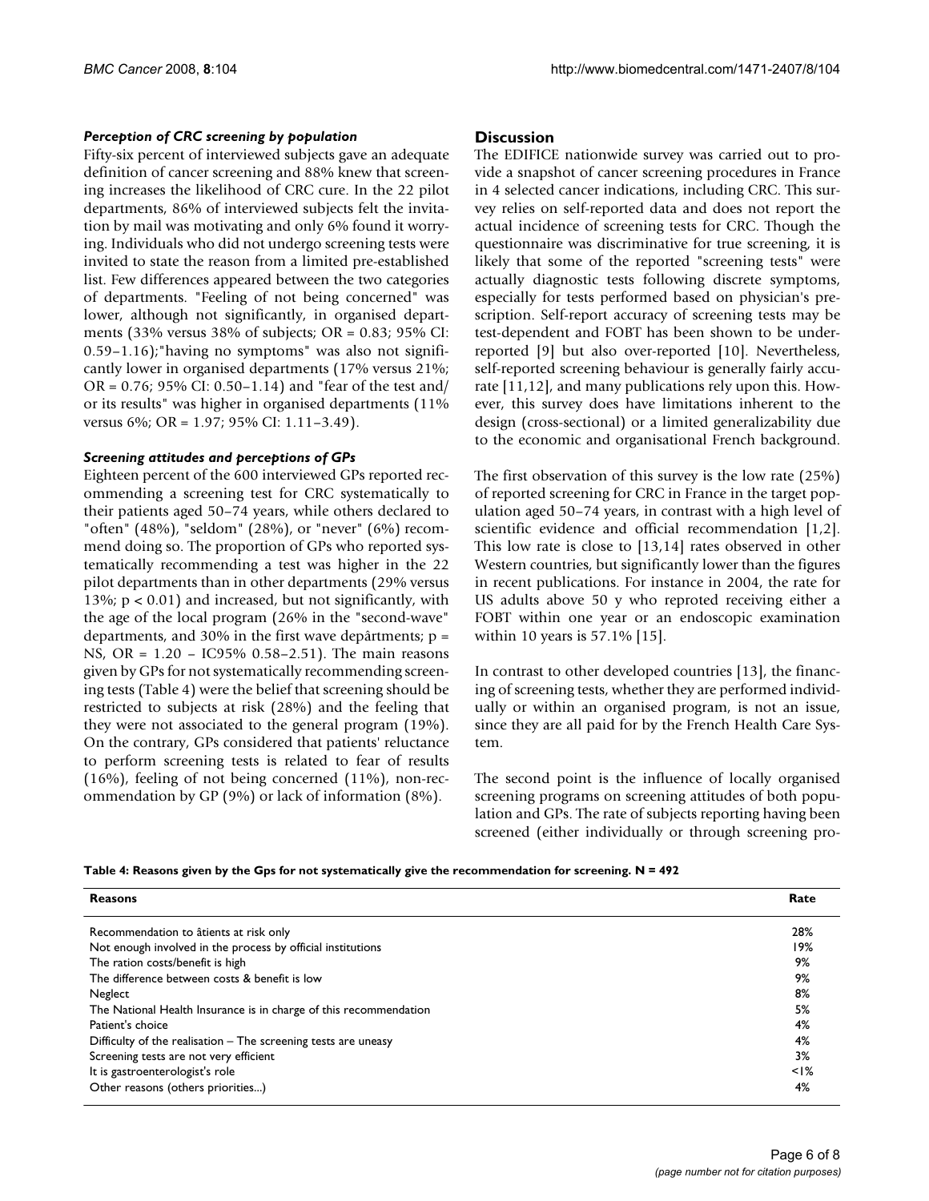#### *Perception of CRC screening by population*

Fifty-six percent of interviewed subjects gave an adequate definition of cancer screening and 88% knew that screening increases the likelihood of CRC cure. In the 22 pilot departments, 86% of interviewed subjects felt the invitation by mail was motivating and only 6% found it worrying. Individuals who did not undergo screening tests were invited to state the reason from a limited pre-established list. Few differences appeared between the two categories of departments. "Feeling of not being concerned" was lower, although not significantly, in organised departments (33% versus 38% of subjects; OR = 0.83; 95% CI: 0.59–1.16);"having no symptoms" was also not significantly lower in organised departments (17% versus 21%; OR = 0.76; 95% CI: 0.50–1.14) and "fear of the test and/or its results" was higher in organised departments (11% versus 6%; OR = 1.97; 95% CI: 1.11–3.49).

#### *Screening attitudes and perceptions of GPs*

Eighteen percent of the 600 interviewed GPs reported recommending a screening test for CRC systematically to their patients aged 50–74 years, while others declared to "often" (48%), "seldom" (28%), or "never" (6%) recommend doing so. The proportion of GPs who reported systematically recommending a test was higher in the 22 pilot departments than in other departments (29% versus 13%; $p < 0.01$) and increased, but not significantly, with the age of the local program (26% in the "second-wave" departments, and 30% in the first wave depârtments; p = NS, OR = 1.20 – IC95% 0.58–2.51). The main reasons given by GPs for not systematically recommending screening tests (Table 4) were the belief that screening should be restricted to subjects at risk (28%) and the feeling that they were not associated to the general program (19%). On the contrary, GPs considered that patients' reluctance to perform screening tests is related to fear of results (16%), feeling of not being concerned (11%), non-recommendation by GP (9%) or lack of information (8%).

## Discussion

The EDIFICE nationwide survey was carried out to provide a snapshot of cancer screening procedures in France in 4 selected cancer indications, including CRC. This survey relies on self-reported data and does not report the actual incidence of screening tests for CRC. Though the questionnaire was discriminative for true screening, it is likely that some of the reported "screening tests" were actually diagnostic tests following discrete symptoms, especially for tests performed based on physician's prescription. Self-report accuracy of screening tests may be test-dependent and FOBT has been shown to be under-reported [9] but also over-reported [10]. Nevertheless, self-reported screening behaviour is generally fairly accurate [11,12], and many publications rely upon this. However, this survey does have limitations inherent to the design (cross-sectional) or a limited generalizability due to the economic and organisational French background.

The first observation of this survey is the low rate (25%) of reported screening for CRC in France in the target population aged 50–74 years, in contrast with a high level of scientific evidence and official recommendation [1,2]. This low rate is close to [13,14] rates observed in other Western countries, but significantly lower than the figures in recent publications. For instance in 2004, the rate for US adults above 50 y who reproted receiving either a FOBT within one year or an endoscopic examination within 10 years is 57.1% [15].

In contrast to other developed countries [13], the financing of screening tests, whether they are performed individually or within an organised program, is not an issue, since they are all paid for by the French Health Care System.

The second point is the influence of locally organised screening programs on screening attitudes of both population and GPs. The rate of subjects reporting having been screened (either individually or through screening pro-

**Table 4: Reasons given by the Gps for not systematically give the recommendation for screening. N = 492**

| Reasons | Rate |
|---|---|
| Recommendation to âtients at risk only | 28% |
| Not enough involved in the process by official institutions | 19% |
| The ration costs/benefit is high | 9% |
| The difference between costs & benefit is low | 9% |
| Neglect | 8% |
| The National Health Insurance is in charge of this recommendation | 5% |
| Patient's choice | 4% |
| Difficulty of the realisation – The screening tests are uneasy | 4% |
| Screening tests are not very efficient | 3% |
| It is gastroenterologist's role | <1% |
| Other reasons (others priorities...) | 4% |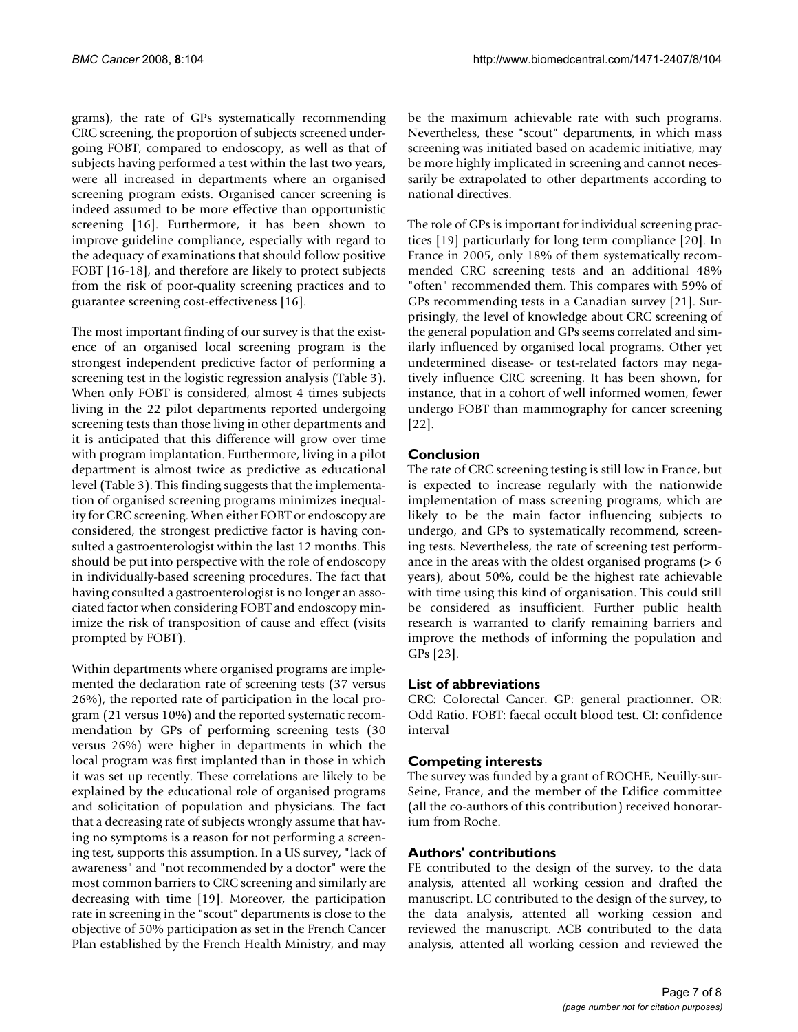grams), the rate of GPs systematically recommending CRC screening, the proportion of subjects screened undergoing FOBT, compared to endoscopy, as well as that of subjects having performed a test within the last two years, were all increased in departments where an organised screening program exists. Organised cancer screening is indeed assumed to be more effective than opportunistic screening [16]. Furthermore, it has been shown to improve guideline compliance, especially with regard to the adequacy of examinations that should follow positive FOBT [16-18], and therefore are likely to protect subjects from the risk of poor-quality screening practices and to guarantee screening cost-effectiveness [16].

The most important finding of our survey is that the existence of an organised local screening program is the strongest independent predictive factor of performing a screening test in the logistic regression analysis (Table 3). When only FOBT is considered, almost 4 times subjects living in the 22 pilot departments reported undergoing screening tests than those living in other departments and it is anticipated that this difference will grow over time with program implantation. Furthermore, living in a pilot department is almost twice as predictive as educational level (Table 3). This finding suggests that the implementation of organised screening programs minimizes inequality for CRC screening. When either FOBT or endoscopy are considered, the strongest predictive factor is having consulted a gastroenterologist within the last 12 months. This should be put into perspective with the role of endoscopy in individually-based screening procedures. The fact that having consulted a gastroenterologist is no longer an associated factor when considering FOBT and endoscopy minimize the risk of transposition of cause and effect (visits prompted by FOBT).

Within departments where organised programs are implemented the declaration rate of screening tests (37 versus 26%), the reported rate of participation in the local program (21 versus 10%) and the reported systematic recommendation by GPs of performing screening tests (30 versus 26%) were higher in departments in which the local program was first implanted than in those in which it was set up recently. These correlations are likely to be explained by the educational role of organised programs and solicitation of population and physicians. The fact that a decreasing rate of subjects wrongly assume that having no symptoms is a reason for not performing a screening test, supports this assumption. In a US survey, "lack of awareness" and "not recommended by a doctor" were the most common barriers to CRC screening and similarly are decreasing with time [19]. Moreover, the participation rate in screening in the "scout" departments is close to the objective of 50% participation as set in the French Cancer Plan established by the French Health Ministry, and may be the maximum achievable rate with such programs. Nevertheless, these "scout" departments, in which mass screening was initiated based on academic initiative, may be more highly implicated in screening and cannot necessarily be extrapolated to other departments according to national directives.

The role of GPs is important for individual screening practices [19] particularly for long term compliance [20]. In France in 2005, only 18% of them systematically recommended CRC screening tests and an additional 48% "often" recommended them. This compares with 59% of GPs recommending tests in a Canadian survey [21]. Surprisingly, the level of knowledge about CRC screening of the general population and GPs seems correlated and similarly influenced by organised local programs. Other yet undetermined disease- or test-related factors may negatively influence CRC screening. It has been shown, for instance, that in a cohort of well informed women, fewer undergo FOBT than mammography for cancer screening [22].

## Conclusion

The rate of CRC screening testing is still low in France, but is expected to increase regularly with the nationwide implementation of mass screening programs, which are likely to be the main factor influencing subjects to undergo, and GPs to systematically recommend, screening tests. Nevertheless, the rate of screening test performance in the areas with the oldest organised programs (> 6 years), about 50%, could be the highest rate achievable with time using this kind of organisation. This could still be considered as insufficient. Further public health research is warranted to clarify remaining barriers and improve the methods of informing the population and GPs [23].

## List of abbreviations

CRC: Colorectal Cancer. GP: general practionner. OR: Odd Ratio. FOBT: faecal occult blood test. CI: confidence interval

## Competing interests

The survey was funded by a grant of ROCHE, Neuilly-sur-Seine, France, and the member of the Edifice committee (all the co-authors of this contribution) received honorarium from Roche.

## Authors' contributions

FE contributed to the design of the survey, to the data analysis, attented all working cession and drafted the manuscript. LC contributed to the design of the survey, to the data analysis, attented all working cession and reviewed the manuscript. ACB contributed to the data analysis, attented all working cession and reviewed the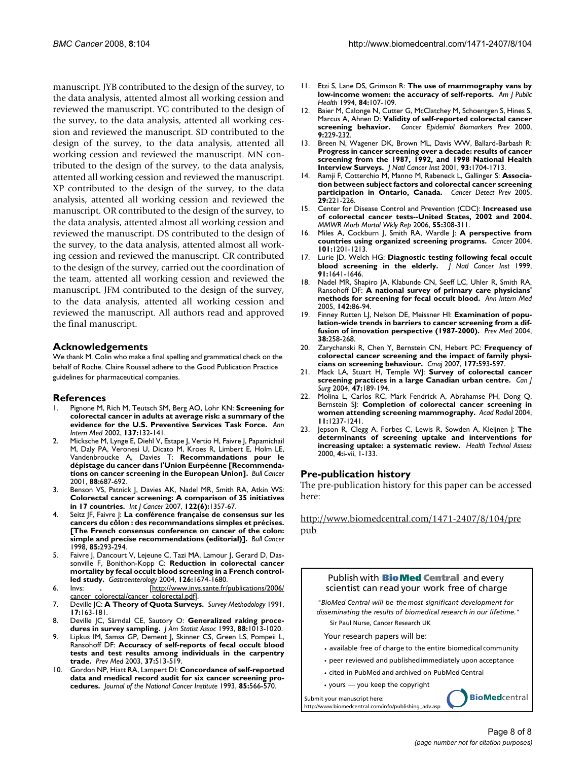manuscript. JYB contributed to the design of the survey, to the data analysis, attented almost all working cession and reviewed the manuscript. YC contributed to the design of the survey, to the data analysis, attented all working cession and reviewed the manuscript. SD contributed to the design of the survey, to the data analysis, attented all working cession and reviewed the manuscript. MN contributed to the design of the survey, to the data analysis, attented all working cession and reviewed the manuscript. XP contributed to the design of the survey, to the data analysis, attented all working cession and reviewed the manuscript. OR contributed to the design of the survey, to the data analysis, attented almost all working cession and reviewed the manuscript. DS contributed to the design of the survey, to the data analysis, attented almost all working cession and reviewed the manuscript. CR contributed to the design of the survey, carried out the coordination of the team, attented all working cession and reviewed the manuscript. JFM contributed to the design of the survey, to the data analysis, attented all working cession and reviewed the manuscript. All authors read and approved the final manuscript.

## Acknowledgements

We thank M. Colin who make a final spelling and grammatical check on the behalf of Roche. Claire Roussel adhere to the Good Publication Practice guidelines for pharmaceutical companies.

## References

1. Pignone M, Rich M, Teutsch SM, Berg AO, Lohr KN: **Screening for colorectal cancer in adults at average risk: a summary of the evidence for the U.S. Preventive Services Task Force.** *Ann Intern Med* 2002, **137:**132-141.
2. Micksche M, Lynge E, Diehl V, Estape J, Vertio H, Faivre J, Papamichail M, Daly PA, Veronesi U, Dicato M, Kroes R, Limbert E, Holm LE, Vandenbroucke A, Davies T: **Recommandations pour le dépistage du cancer dans l'Union Eurpéenne [Recommendations on cancer screening in the European Union].** *Bull Cancer* 2001, **88:**687-692.
3. Benson VS, Patnick J, Davies AK, Nadel MR, Smith RA, Atkin WS: **Colorectal cancer screening: A comparison of 35 initiatives in 17 countries.** *Int J Cancer* 2007, **122(6):**1357-67.
4. Seitz JF, Faivre J: **La conférence française de consensus sur les cancers du côlon : des recommandations simples et précises. [The French consensus conference on cancer of the colon: simple and precise recommendations (editorial)].** *Bull Cancer* 1998, **85:**293-294.
5. Faivre J, Dancourt V, Lejeune C, Tazi MA, Lamour J, Gerard D, Dassonville F, Bonithon-Kopp C: **Reduction in colorectal cancer mortality by fecal occult blood screening in a French controlled study.** *Gastroenterology* 2004, **126:**1674-1680.
6. Invs: **.** [http://www.invs.sante.fr/publications/2006/cancer_colorectal/cancer_colorectal.pdf].
7. Deville JC: **A Theory of Quota Surveys.** *Survey Methodology* 1991, **17:**163-181.
8. Deville JC, Särndal CE, Sautory O: **Generalized raking procedures in survey sampling.** *J Am Statist Assoc* 1993, **88:**1013-1020.
9. Lipkus IM, Samsa GP, Dement J, Skinner CS, Green LS, Pompeii L, Ransohoff DF: **Accuracy of self-reports of fecal occult blood tests and test results among individuals in the carpentry trade.** *Prev Med* 2003, **37:**513-519.
10. Gordon NP, Hiatt RA, Lampert DI: **Concordance of self-reported data and medical record audit for six cancer screening procedures.** *Journal of the National Cancer Institute* 1993, **85:**566-570.
11. Etzi S, Lane DS, Grimson R: **The use of mammography vans by low-income women: the accuracy of self-reports.** *Am J Public Health* 1994, **84:**107-109.
12. Baier M, Calonge N, Cutter G, McClatchey M, Schoentgen S, Hines S, Marcus A, Ahnen D: **Validity of self-reported colorectal cancer screening behavior.** *Cancer Epidemiol Biomarkers Prev* 2000, **9:**229-232.
13. Breen N, Wagener DK, Brown ML, Davis WW, Ballard-Barbash R: **Progress in cancer screening over a decade: results of cancer screening from the 1987, 1992, and 1998 National Health Interview Surveys.** *J Natl Cancer Inst* 2001, **93:**1704-1713.
14. Ramji F, Cotterchio M, Manno M, Rabeneck L, Gallinger S: **Association between subject factors and colorectal cancer screening participation in Ontario, Canada.** *Cancer Detect Prev* 2005, **29:**221-226.
15. Center for Disease Control and Prevention (CDC): **Increased use of colorectal cancer tests--United States, 2002 and 2004.** *MMWR Morb Mortal Wkly Rep* 2006, **55:**308-311.
16. Miles A, Cockburn J, Smith RA, Wardle J: **A perspective from countries using organized screening programs.** *Cancer* 2004, **101:**1201-1213.
17. Lurie JD, Welch HG: **Diagnostic testing following fecal occult blood screening in the elderly.** *J Natl Cancer Inst* 1999, **91:**1641-1646.
18. Nadel MR, Shapiro JA, Klabunde CN, Seeff LC, Uhler R, Smith RA, Ransohoff DF: **A national survey of primary care physicians' methods for screening for fecal occult blood.** *Ann Intern Med* 2005, **142:**86-94.
19. Finney Rutten LJ, Nelson DE, Meissner HI: **Examination of population-wide trends in barriers to cancer screening from a diffusion of innovation perspective (1987-2000).** *Prev Med* 2004, **38:**258-268.
20. Zarychanski R, Chen Y, Bernstein CN, Hebert PC: **Frequency of colorectal cancer screening and the impact of family physicians on screening behaviour.** *Cmaj* 2007, **177:**593-597.
21. Mack LA, Stuart H, Temple WJ: **Survey of colorectal cancer screening practices in a large Canadian urban centre.** *Can J Surg* 2004, **47:**189-194.
22. Molina L, Carlos RC, Mark Fendrick A, Abrahamse PH, Dong Q, Bernstein SJ: **Completion of colorectal cancer screening in women attending screening mammography.** *Acad Radiol* 2004, **11:**1237-1241.
23. Jepson R, Clegg A, Forbes C, Lewis R, Sowden A, Kleijnen J: **The determinants of screening uptake and interventions for increasing uptake: a systematic review.** *Health Technol Assess* 2000, **4:**i-vii, 1-133.

## Pre-publication history

The pre-publication history for this paper can be accessed here:

http://www.biomedcentral.com/1471-2407/8/104/prepub

Publish with **BioMed Central** and every scientist can read your work free of charge

*"BioMed Central will be the most significant development for disseminating the results of biomedical research in our lifetime."*

Sir Paul Nurse, Cancer Research UK

Your research papers will be:

- available free of charge to the entire biomedical community
- peer reviewed and published immediately upon acceptance
- cited in PubMed and archived on PubMed Central
- yours — you keep the copyright

Submit your manuscript here:
http://www.biomedcentral.com/info/publishing_adv.asp

BioMedcentral